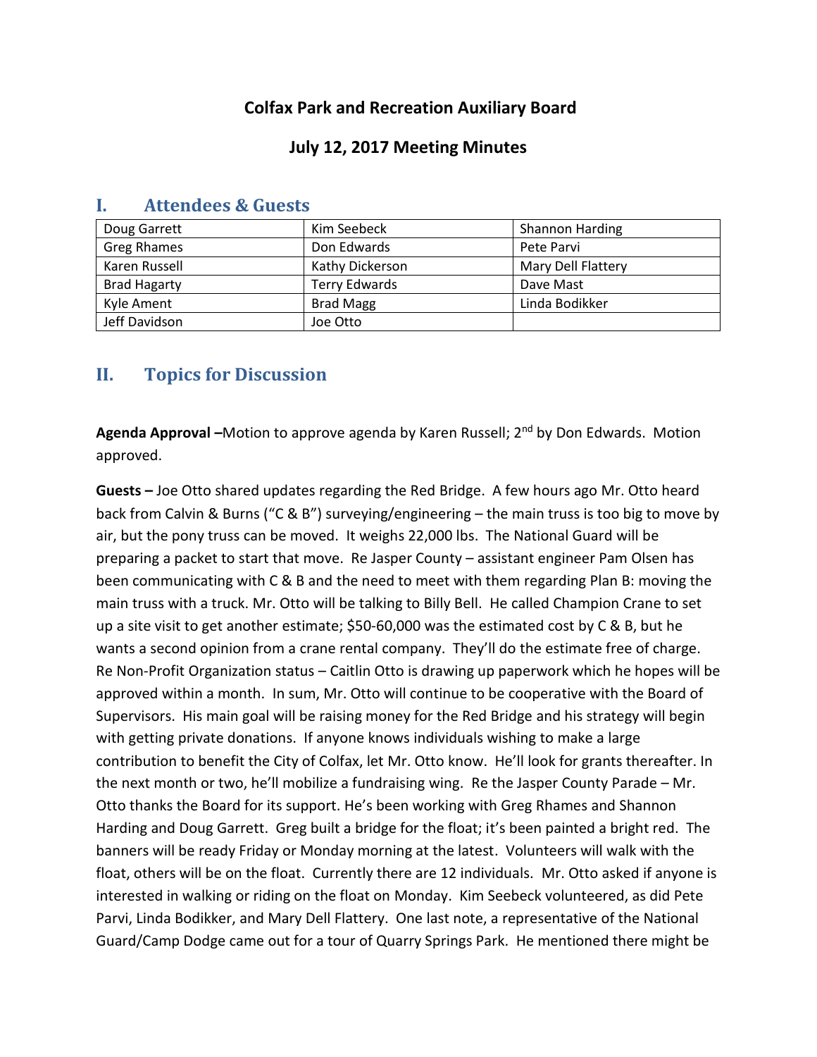# Colfax Park and Recreation Auxiliary Board

## July 12, 2017 Meeting Minutes

## I. Attendees & Guests

| Doug Garrett | Kim Seebeck | Shannon Harding |
|---|---|---|
| Greg Rhames | Don Edwards | Pete Parvi |
| Karen Russell | Kathy Dickerson | Mary Dell Flattery |
| Brad Hagarty | Terry Edwards | Dave Mast |
| Kyle Ament | Brad Magg | Linda Bodikker |
| Jeff Davidson | Joe Otto | |

## II. Topics for Discussion

**Agenda Approval –** Motion to approve agenda by Karen Russell; 2nd by Don Edwards. Motion approved.

**Guests –** Joe Otto shared updates regarding the Red Bridge. A few hours ago Mr. Otto heard back from Calvin & Burns ("C & B") surveying/engineering – the main truss is too big to move by air, but the pony truss can be moved. It weighs 22,000 lbs. The National Guard will be preparing a packet to start that move. Re Jasper County – assistant engineer Pam Olsen has been communicating with C & B and the need to meet with them regarding Plan B: moving the main truss with a truck. Mr. Otto will be talking to Billy Bell. He called Champion Crane to set up a site visit to get another estimate; $50-60,000 was the estimated cost by C & B, but he wants a second opinion from a crane rental company. They'll do the estimate free of charge. Re Non-Profit Organization status – Caitlin Otto is drawing up paperwork which he hopes will be approved within a month. In sum, Mr. Otto will continue to be cooperative with the Board of Supervisors. His main goal will be raising money for the Red Bridge and his strategy will begin with getting private donations. If anyone knows individuals wishing to make a large contribution to benefit the City of Colfax, let Mr. Otto know. He'll look for grants thereafter. In the next month or two, he'll mobilize a fundraising wing. Re the Jasper County Parade – Mr. Otto thanks the Board for its support. He's been working with Greg Rhames and Shannon Harding and Doug Garrett. Greg built a bridge for the float; it's been painted a bright red. The banners will be ready Friday or Monday morning at the latest. Volunteers will walk with the float, others will be on the float. Currently there are 12 individuals. Mr. Otto asked if anyone is interested in walking or riding on the float on Monday. Kim Seebeck volunteered, as did Pete Parvi, Linda Bodikker, and Mary Dell Flattery. One last note, a representative of the National Guard/Camp Dodge came out for a tour of Quarry Springs Park. He mentioned there might be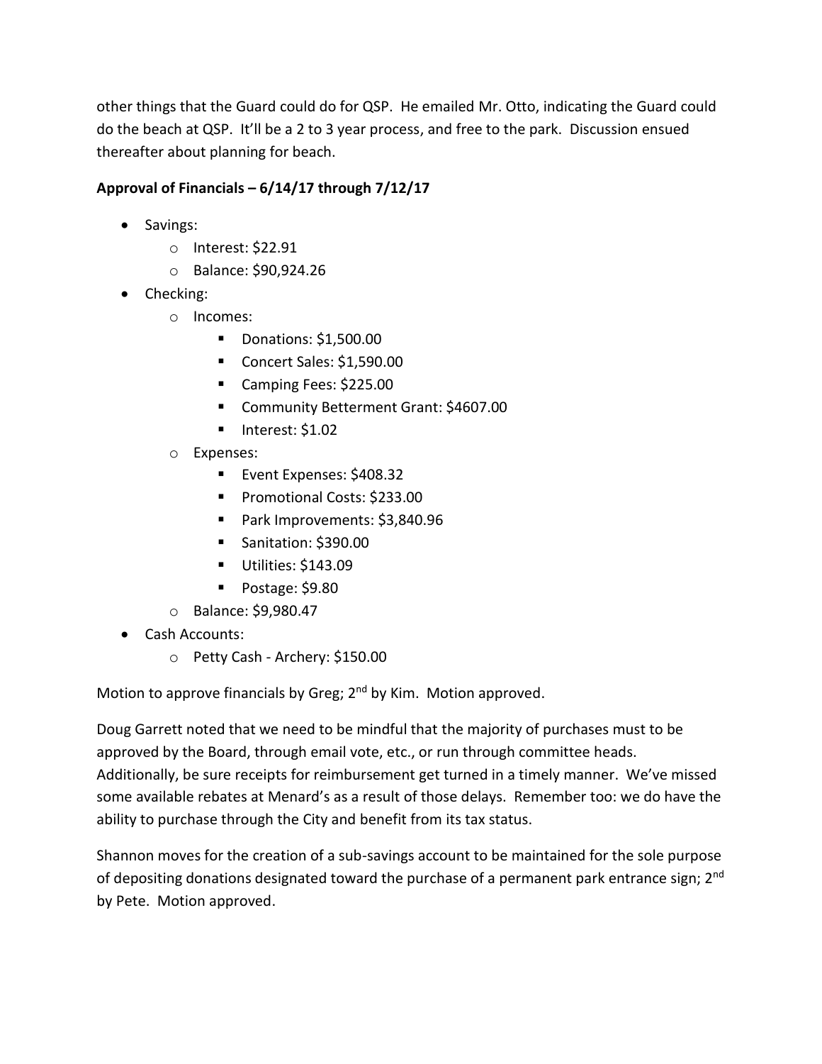other things that the Guard could do for QSP. He emailed Mr. Otto, indicating the Guard could do the beach at QSP. It'll be a 2 to 3 year process, and free to the park. Discussion ensued thereafter about planning for beach.

**Approval of Financials – 6/14/17 through 7/12/17**

- Savings:
  - Interest: $22.91
  - Balance: $90,924.26
- Checking:
  - Incomes:
    - Donations: $1,500.00
    - Concert Sales: $1,590.00
    - Camping Fees: $225.00
    - Community Betterment Grant: $4607.00
    - Interest: $1.02
  - Expenses:
    - Event Expenses: $408.32
    - Promotional Costs: $233.00
    - Park Improvements: $3,840.96
    - Sanitation: $390.00
    - Utilities: $143.09
    - Postage: $9.80
  - Balance: $9,980.47
- Cash Accounts:
  - Petty Cash - Archery: $150.00

Motion to approve financials by Greg; 2nd by Kim. Motion approved.

Doug Garrett noted that we need to be mindful that the majority of purchases must to be approved by the Board, through email vote, etc., or run through committee heads. Additionally, be sure receipts for reimbursement get turned in a timely manner. We've missed some available rebates at Menard's as a result of those delays. Remember too: we do have the ability to purchase through the City and benefit from its tax status.

Shannon moves for the creation of a sub-savings account to be maintained for the sole purpose of depositing donations designated toward the purchase of a permanent park entrance sign; 2nd by Pete. Motion approved.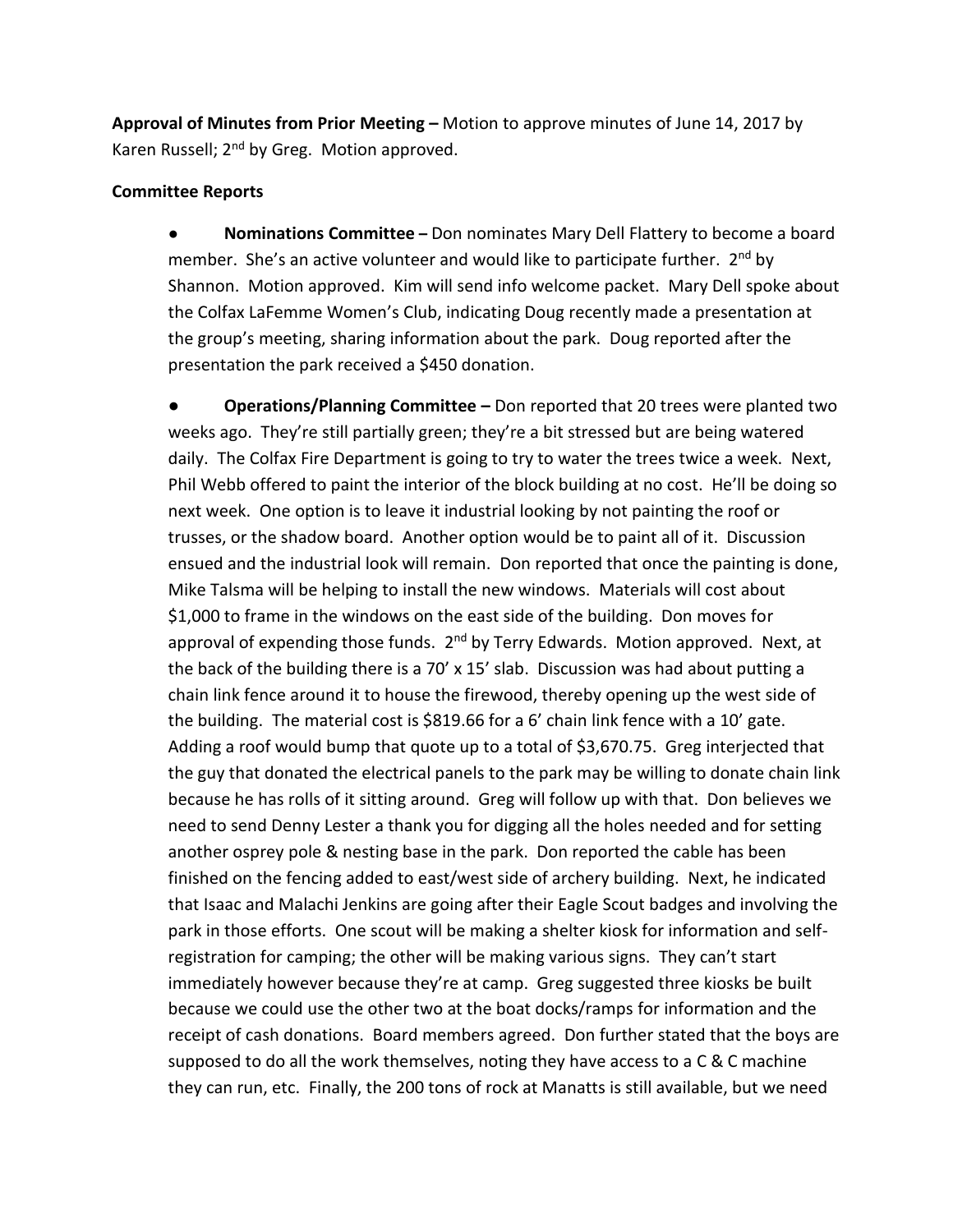**Approval of Minutes from Prior Meeting –** Motion to approve minutes of June 14, 2017 by Karen Russell; 2nd by Greg. Motion approved.

**Committee Reports**

- **Nominations Committee –** Don nominates Mary Dell Flattery to become a board member. She's an active volunteer and would like to participate further. 2nd by Shannon. Motion approved. Kim will send info welcome packet. Mary Dell spoke about the Colfax LaFemme Women's Club, indicating Doug recently made a presentation at the group's meeting, sharing information about the park. Doug reported after the presentation the park received a $450 donation.

- **Operations/Planning Committee –** Don reported that 20 trees were planted two weeks ago. They're still partially green; they're a bit stressed but are being watered daily. The Colfax Fire Department is going to try to water the trees twice a week. Next, Phil Webb offered to paint the interior of the block building at no cost. He'll be doing so next week. One option is to leave it industrial looking by not painting the roof or trusses, or the shadow board. Another option would be to paint all of it. Discussion ensued and the industrial look will remain. Don reported that once the painting is done, Mike Talsma will be helping to install the new windows. Materials will cost about $1,000 to frame in the windows on the east side of the building. Don moves for approval of expending those funds. 2nd by Terry Edwards. Motion approved. Next, at the back of the building there is a 70' x 15' slab. Discussion was had about putting a chain link fence around it to house the firewood, thereby opening up the west side of the building. The material cost is $819.66 for a 6' chain link fence with a 10' gate. Adding a roof would bump that quote up to a total of $3,670.75. Greg interjected that the guy that donated the electrical panels to the park may be willing to donate chain link because he has rolls of it sitting around. Greg will follow up with that. Don believes we need to send Denny Lester a thank you for digging all the holes needed and for setting another osprey pole & nesting base in the park. Don reported the cable has been finished on the fencing added to east/west side of archery building. Next, he indicated that Isaac and Malachi Jenkins are going after their Eagle Scout badges and involving the park in those efforts. One scout will be making a shelter kiosk for information and self-registration for camping; the other will be making various signs. They can't start immediately however because they're at camp. Greg suggested three kiosks be built because we could use the other two at the boat docks/ramps for information and the receipt of cash donations. Board members agreed. Don further stated that the boys are supposed to do all the work themselves, noting they have access to a C & C machine they can run, etc. Finally, the 200 tons of rock at Manatts is still available, but we need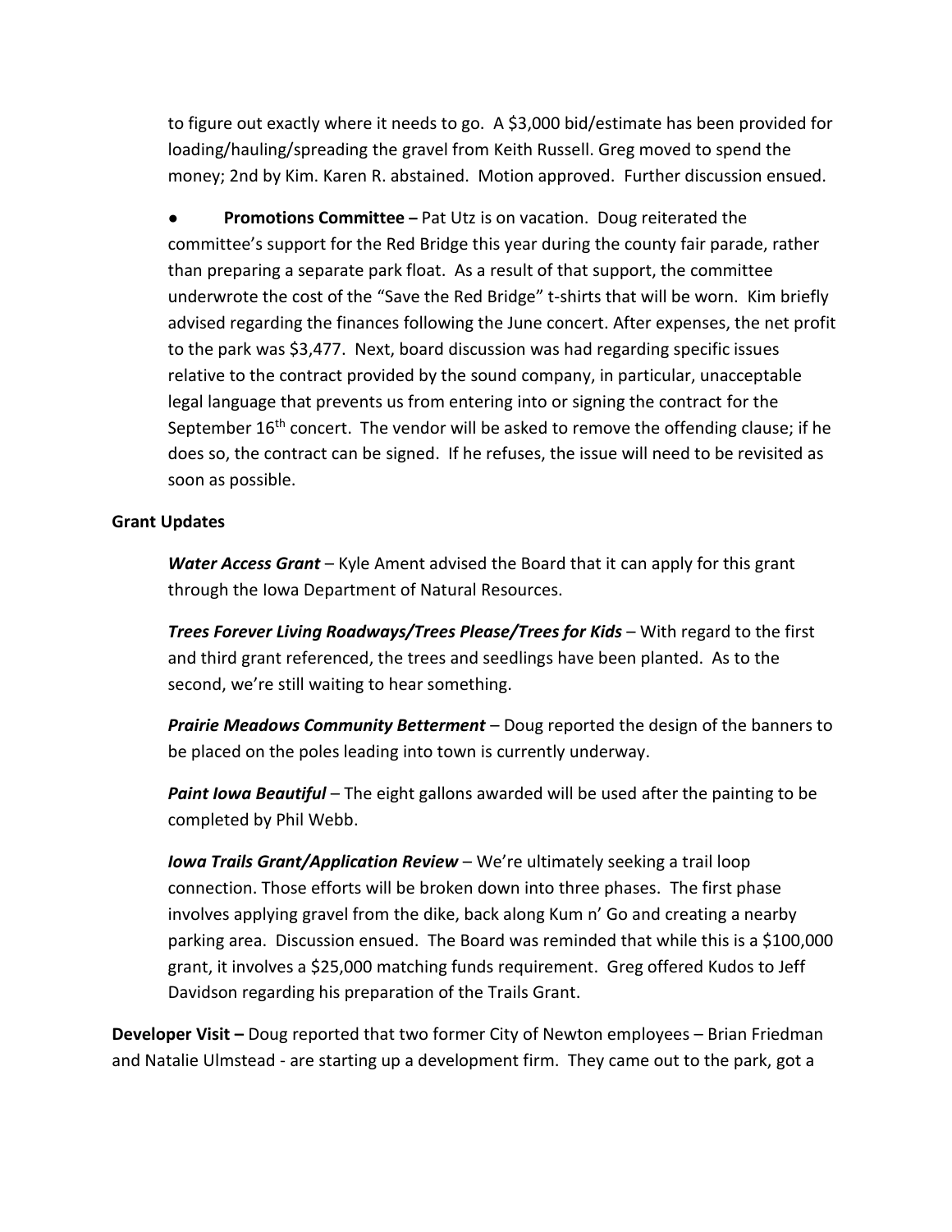to figure out exactly where it needs to go. A $3,000 bid/estimate has been provided for loading/hauling/spreading the gravel from Keith Russell. Greg moved to spend the money; 2nd by Kim. Karen R. abstained. Motion approved. Further discussion ensued.

- **Promotions Committee –** Pat Utz is on vacation. Doug reiterated the committee's support for the Red Bridge this year during the county fair parade, rather than preparing a separate park float. As a result of that support, the committee underwrote the cost of the "Save the Red Bridge" t-shirts that will be worn. Kim briefly advised regarding the finances following the June concert. After expenses, the net profit to the park was $3,477. Next, board discussion was had regarding specific issues relative to the contract provided by the sound company, in particular, unacceptable legal language that prevents us from entering into or signing the contract for the September 16th concert. The vendor will be asked to remove the offending clause; if he does so, the contract can be signed. If he refuses, the issue will need to be revisited as soon as possible.

**Grant Updates**

***Water Access Grant*** – Kyle Ament advised the Board that it can apply for this grant through the Iowa Department of Natural Resources.

***Trees Forever Living Roadways/Trees Please/Trees for Kids*** – With regard to the first and third grant referenced, the trees and seedlings have been planted. As to the second, we're still waiting to hear something.

***Prairie Meadows Community Betterment*** – Doug reported the design of the banners to be placed on the poles leading into town is currently underway.

***Paint Iowa Beautiful*** – The eight gallons awarded will be used after the painting to be completed by Phil Webb.

***Iowa Trails Grant/Application Review*** – We're ultimately seeking a trail loop connection. Those efforts will be broken down into three phases. The first phase involves applying gravel from the dike, back along Kum n' Go and creating a nearby parking area. Discussion ensued. The Board was reminded that while this is a $100,000 grant, it involves a $25,000 matching funds requirement. Greg offered Kudos to Jeff Davidson regarding his preparation of the Trails Grant.

**Developer Visit –** Doug reported that two former City of Newton employees – Brian Friedman and Natalie Ulmstead - are starting up a development firm. They came out to the park, got a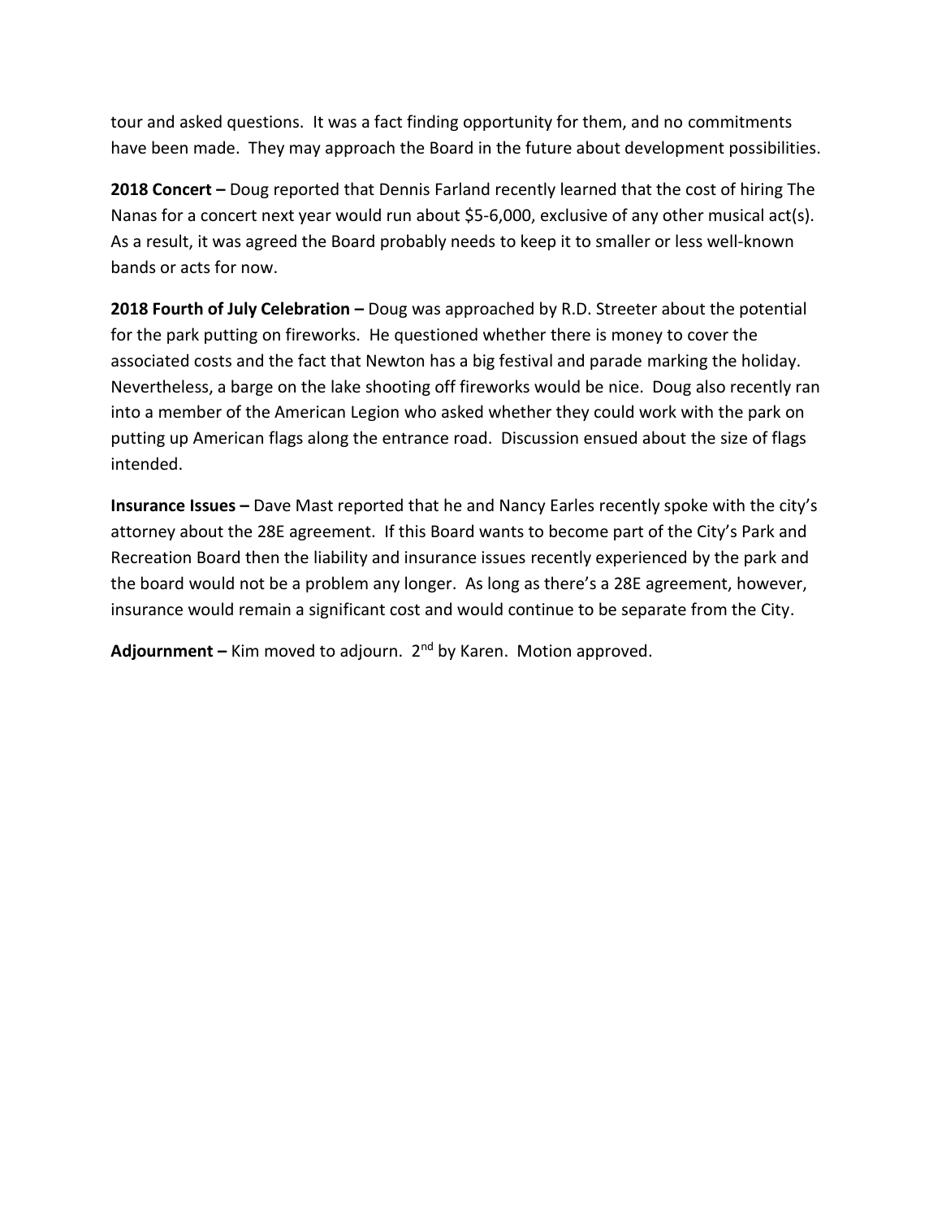tour and asked questions. It was a fact finding opportunity for them, and no commitments have been made. They may approach the Board in the future about development possibilities.

**2018 Concert –** Doug reported that Dennis Farland recently learned that the cost of hiring The Nanas for a concert next year would run about $5-6,000, exclusive of any other musical act(s). As a result, it was agreed the Board probably needs to keep it to smaller or less well-known bands or acts for now.

**2018 Fourth of July Celebration –** Doug was approached by R.D. Streeter about the potential for the park putting on fireworks. He questioned whether there is money to cover the associated costs and the fact that Newton has a big festival and parade marking the holiday. Nevertheless, a barge on the lake shooting off fireworks would be nice. Doug also recently ran into a member of the American Legion who asked whether they could work with the park on putting up American flags along the entrance road. Discussion ensued about the size of flags intended.

**Insurance Issues –** Dave Mast reported that he and Nancy Earles recently spoke with the city's attorney about the 28E agreement. If this Board wants to become part of the City's Park and Recreation Board then the liability and insurance issues recently experienced by the park and the board would not be a problem any longer. As long as there's a 28E agreement, however, insurance would remain a significant cost and would continue to be separate from the City.

**Adjournment –** Kim moved to adjourn. 2nd by Karen. Motion approved.